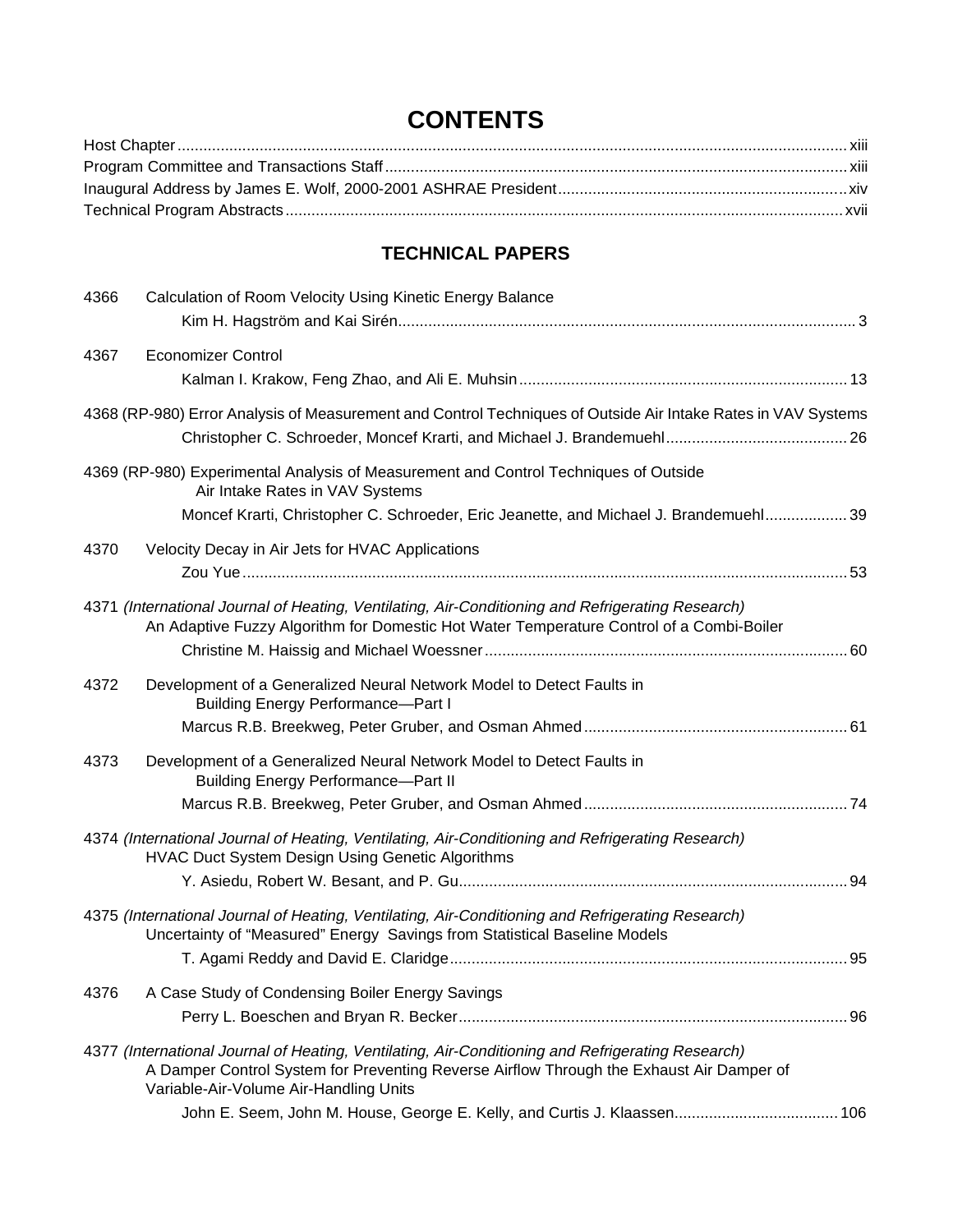# CONTENTS

Host Chapter ........ xiii
Program Committee and Transactions Staff ........ xiii
Inaugural Address by James E. Wolf, 2000-2001 ASHRAE President ........ xiv
Technical Program Abstracts ........ xvii

## TECHNICAL PAPERS

4366 Calculation of Room Velocity Using Kinetic Energy Balance
Kim H. Hagström and Kai Sirén ........ 3

4367 Economizer Control
Kalman I. Krakow, Feng Zhao, and Ali E. Muhsin ........ 13

4368 (RP-980) Error Analysis of Measurement and Control Techniques of Outside Air Intake Rates in VAV Systems
Christopher C. Schroeder, Moncef Krarti, and Michael J. Brandemuehl ........ 26

4369 (RP-980) Experimental Analysis of Measurement and Control Techniques of Outside Air Intake Rates in VAV Systems
Moncef Krarti, Christopher C. Schroeder, Eric Jeanette, and Michael J. Brandemuehl ........ 39

4370 Velocity Decay in Air Jets for HVAC Applications
Zou Yue ........ 53

4371 *(International Journal of Heating, Ventilating, Air-Conditioning and Refrigerating Research)*
An Adaptive Fuzzy Algorithm for Domestic Hot Water Temperature Control of a Combi-Boiler
Christine M. Haissig and Michael Woessner ........ 60

4372 Development of a Generalized Neural Network Model to Detect Faults in Building Energy Performance—Part I
Marcus R.B. Breekweg, Peter Gruber, and Osman Ahmed ........ 61

4373 Development of a Generalized Neural Network Model to Detect Faults in Building Energy Performance—Part II
Marcus R.B. Breekweg, Peter Gruber, and Osman Ahmed ........ 74

4374 *(International Journal of Heating, Ventilating, Air-Conditioning and Refrigerating Research)*
HVAC Duct System Design Using Genetic Algorithms
Y. Asiedu, Robert W. Besant, and P. Gu ........ 94

4375 *(International Journal of Heating, Ventilating, Air-Conditioning and Refrigerating Research)*
Uncertainty of "Measured" Energy Savings from Statistical Baseline Models
T. Agami Reddy and David E. Claridge ........ 95

4376 A Case Study of Condensing Boiler Energy Savings
Perry L. Boeschen and Bryan R. Becker ........ 96

4377 *(International Journal of Heating, Ventilating, Air-Conditioning and Refrigerating Research)*
A Damper Control System for Preventing Reverse Airflow Through the Exhaust Air Damper of Variable-Air-Volume Air-Handling Units
John E. Seem, John M. House, George E. Kelly, and Curtis J. Klaassen ........ 106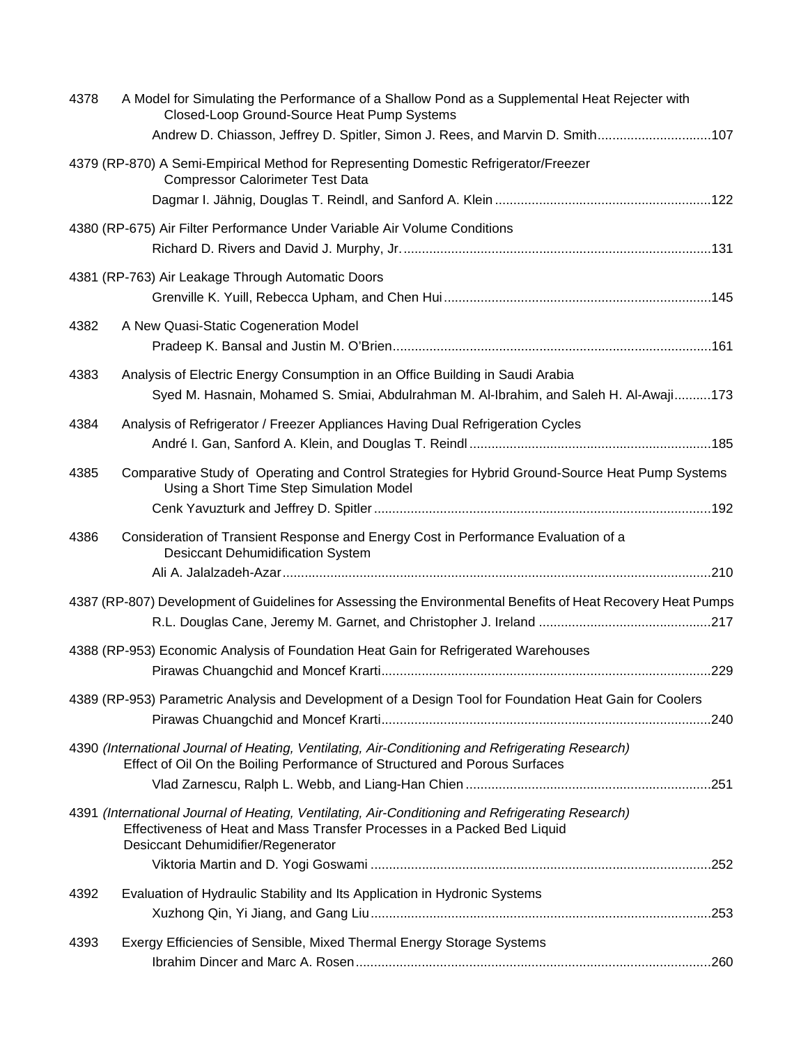4378 A Model for Simulating the Performance of a Shallow Pond as a Supplemental Heat Rejecter with Closed-Loop Ground-Source Heat Pump Systems
Andrew D. Chiasson, Jeffrey D. Spitler, Simon J. Rees, and Marvin D. Smith...............................107

4379 (RP-870) A Semi-Empirical Method for Representing Domestic Refrigerator/Freezer Compressor Calorimeter Test Data
Dagmar I. Jähnig, Douglas T. Reindl, and Sanford A. Klein ...........................................................122

4380 (RP-675) Air Filter Performance Under Variable Air Volume Conditions
Richard D. Rivers and David J. Murphy, Jr. ....................................................................................131

4381 (RP-763) Air Leakage Through Automatic Doors
Grenville K. Yuill, Rebecca Upham, and Chen Hui .........................................................................145

4382 A New Quasi-Static Cogeneration Model
Pradeep K. Bansal and Justin M. O'Brien.......................................................................................161

4383 Analysis of Electric Energy Consumption in an Office Building in Saudi Arabia
Syed M. Hasnain, Mohamed S. Smiai, Abdulrahman M. Al-Ibrahim, and Saleh H. Al-Awaji..........173

4384 Analysis of Refrigerator / Freezer Appliances Having Dual Refrigeration Cycles
André I. Gan, Sanford A. Klein, and Douglas T. Reindl ..................................................................185

4385 Comparative Study of Operating and Control Strategies for Hybrid Ground-Source Heat Pump Systems Using a Short Time Step Simulation Model
Cenk Yavuzturk and Jeffrey D. Spitler ............................................................................................192

4386 Consideration of Transient Response and Energy Cost in Performance Evaluation of a Desiccant Dehumidification System
Ali A. Jalalzadeh-Azar.....................................................................................................................210

4387 (RP-807) Development of Guidelines for Assessing the Environmental Benefits of Heat Recovery Heat Pumps
R.L. Douglas Cane, Jeremy M. Garnet, and Christopher J. Ireland ...............................................217

4388 (RP-953) Economic Analysis of Foundation Heat Gain for Refrigerated Warehouses
Pirawas Chuangchid and Moncef Krarti..........................................................................................229

4389 (RP-953) Parametric Analysis and Development of a Design Tool for Foundation Heat Gain for Coolers
Pirawas Chuangchid and Moncef Krarti..........................................................................................240

4390 *(International Journal of Heating, Ventilating, Air-Conditioning and Refrigerating Research)*
Effect of Oil On the Boiling Performance of Structured and Porous Surfaces
Vlad Zarnescu, Ralph L. Webb, and Liang-Han Chien ...................................................................251

4391 *(International Journal of Heating, Ventilating, Air-Conditioning and Refrigerating Research)*
Effectiveness of Heat and Mass Transfer Processes in a Packed Bed Liquid Desiccant Dehumidifier/Regenerator
Viktoria Martin and D. Yogi Goswami .............................................................................................252

4392 Evaluation of Hydraulic Stability and Its Application in Hydronic Systems
Xuzhong Qin, Yi Jiang, and Gang Liu.............................................................................................253

4393 Exergy Efficiencies of Sensible, Mixed Thermal Energy Storage Systems
Ibrahim Dincer and Marc A. Rosen.................................................................................................260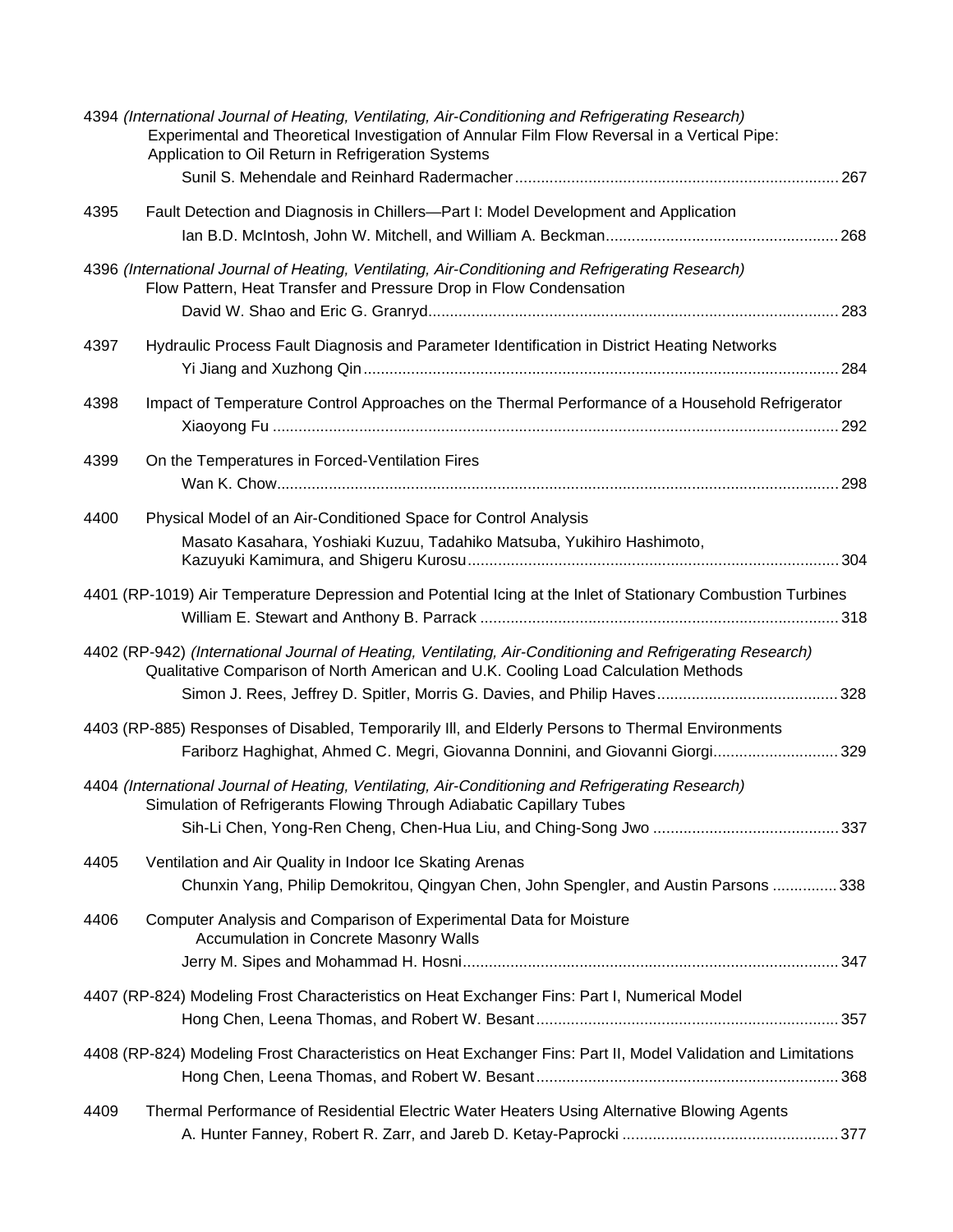4394 *(International Journal of Heating, Ventilating, Air-Conditioning and Refrigerating Research)*
Experimental and Theoretical Investigation of Annular Film Flow Reversal in a Vertical Pipe: Application to Oil Return in Refrigeration Systems
Sunil S. Mehendale and Reinhard Radermacher .......... 267

4395 Fault Detection and Diagnosis in Chillers—Part I: Model Development and Application
Ian B.D. McIntosh, John W. Mitchell, and William A. Beckman .......... 268

4396 *(International Journal of Heating, Ventilating, Air-Conditioning and Refrigerating Research)*
Flow Pattern, Heat Transfer and Pressure Drop in Flow Condensation
David W. Shao and Eric G. Granryd .......... 283

4397 Hydraulic Process Fault Diagnosis and Parameter Identification in District Heating Networks
Yi Jiang and Xuzhong Qin .......... 284

4398 Impact of Temperature Control Approaches on the Thermal Performance of a Household Refrigerator
Xiaoyong Fu .......... 292

4399 On the Temperatures in Forced-Ventilation Fires
Wan K. Chow .......... 298

4400 Physical Model of an Air-Conditioned Space for Control Analysis
Masato Kasahara, Yoshiaki Kuzuu, Tadahiko Matsuba, Yukihiro Hashimoto, Kazuyuki Kamimura, and Shigeru Kurosu .......... 304

4401 (RP-1019) Air Temperature Depression and Potential Icing at the Inlet of Stationary Combustion Turbines
William E. Stewart and Anthony B. Parrack .......... 318

4402 (RP-942) *(International Journal of Heating, Ventilating, Air-Conditioning and Refrigerating Research)*
Qualitative Comparison of North American and U.K. Cooling Load Calculation Methods
Simon J. Rees, Jeffrey D. Spitler, Morris G. Davies, and Philip Haves .......... 328

4403 (RP-885) Responses of Disabled, Temporarily Ill, and Elderly Persons to Thermal Environments
Fariborz Haghighat, Ahmed C. Megri, Giovanna Donnini, and Giovanni Giorgi .......... 329

4404 *(International Journal of Heating, Ventilating, Air-Conditioning and Refrigerating Research)*
Simulation of Refrigerants Flowing Through Adiabatic Capillary Tubes
Sih-Li Chen, Yong-Ren Cheng, Chen-Hua Liu, and Ching-Song Jwo .......... 337

4405 Ventilation and Air Quality in Indoor Ice Skating Arenas
Chunxin Yang, Philip Demokritou, Qingyan Chen, John Spengler, and Austin Parsons .......... 338

4406 Computer Analysis and Comparison of Experimental Data for Moisture Accumulation in Concrete Masonry Walls
Jerry M. Sipes and Mohammad H. Hosni .......... 347

4407 (RP-824) Modeling Frost Characteristics on Heat Exchanger Fins: Part I, Numerical Model
Hong Chen, Leena Thomas, and Robert W. Besant .......... 357

4408 (RP-824) Modeling Frost Characteristics on Heat Exchanger Fins: Part II, Model Validation and Limitations
Hong Chen, Leena Thomas, and Robert W. Besant .......... 368

4409 Thermal Performance of Residential Electric Water Heaters Using Alternative Blowing Agents
A. Hunter Fanney, Robert R. Zarr, and Jareb D. Ketay-Paprocki .......... 377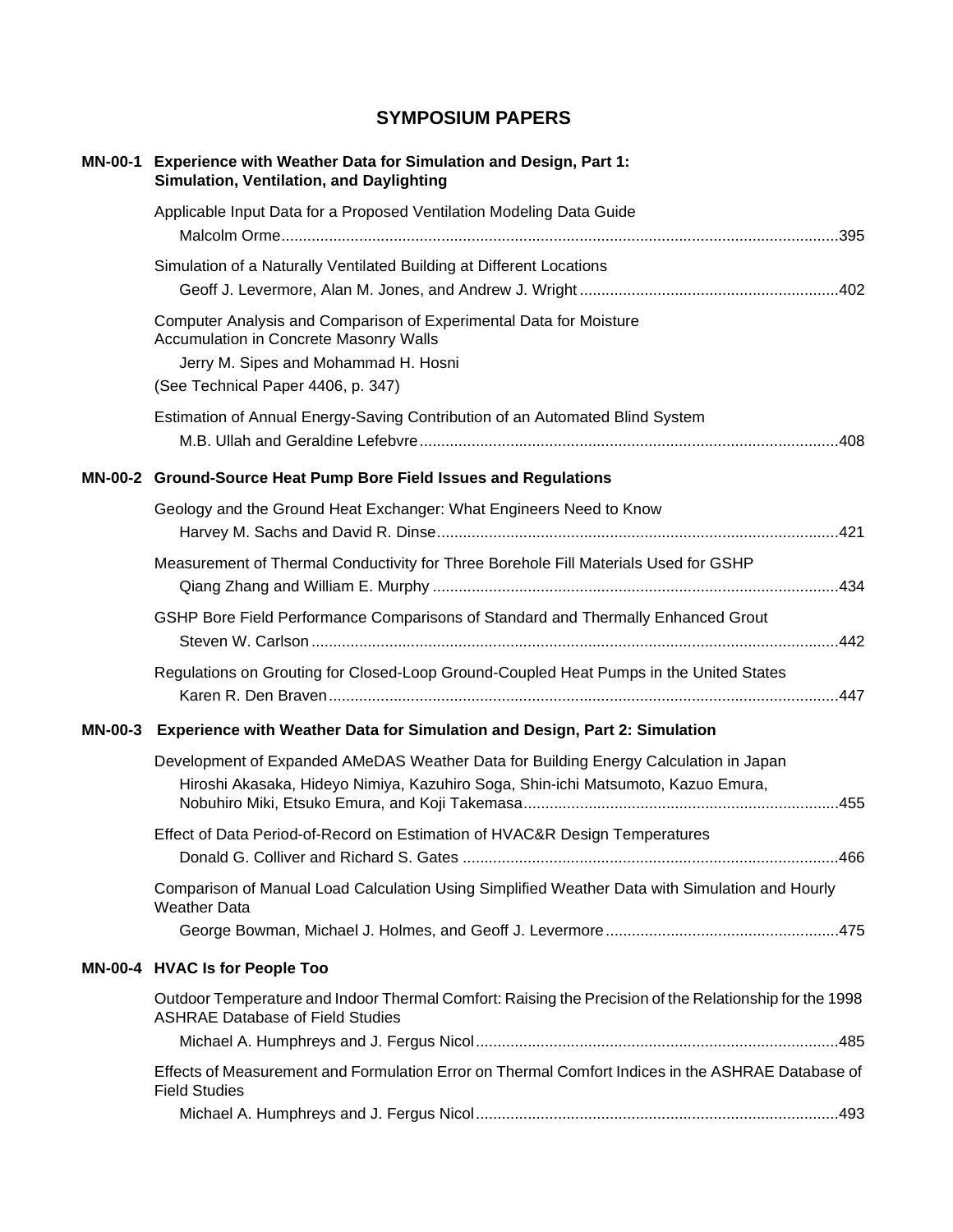# SYMPOSIUM PAPERS

## MN-00-1 Experience with Weather Data for Simulation and Design, Part 1: Simulation, Ventilation, and Daylighting

Applicable Input Data for a Proposed Ventilation Modeling Data Guide
Malcolm Orme ........................................................................ 395

Simulation of a Naturally Ventilated Building at Different Locations
Geoff J. Levermore, Alan M. Jones, and Andrew J. Wright ........................................................................ 402

Computer Analysis and Comparison of Experimental Data for Moisture Accumulation in Concrete Masonry Walls
Jerry M. Sipes and Mohammad H. Hosni
(See Technical Paper 4406, p. 347)

Estimation of Annual Energy-Saving Contribution of an Automated Blind System
M.B. Ullah and Geraldine Lefebvre ........................................................................ 408

## MN-00-2 Ground-Source Heat Pump Bore Field Issues and Regulations

Geology and the Ground Heat Exchanger: What Engineers Need to Know
Harvey M. Sachs and David R. Dinse ........................................................................ 421

Measurement of Thermal Conductivity for Three Borehole Fill Materials Used for GSHP
Qiang Zhang and William E. Murphy ........................................................................ 434

GSHP Bore Field Performance Comparisons of Standard and Thermally Enhanced Grout
Steven W. Carlson ........................................................................ 442

Regulations on Grouting for Closed-Loop Ground-Coupled Heat Pumps in the United States
Karen R. Den Braven ........................................................................ 447

## MN-00-3 Experience with Weather Data for Simulation and Design, Part 2: Simulation

Development of Expanded AMeDAS Weather Data for Building Energy Calculation in Japan
Hiroshi Akasaka, Hideyo Nimiya, Kazuhiro Soga, Shin-ichi Matsumoto, Kazuo Emura, Nobuhiro Miki, Etsuko Emura, and Koji Takemasa ........................................................................ 455

Effect of Data Period-of-Record on Estimation of HVAC&R Design Temperatures
Donald G. Colliver and Richard S. Gates ........................................................................ 466

Comparison of Manual Load Calculation Using Simplified Weather Data with Simulation and Hourly Weather Data
George Bowman, Michael J. Holmes, and Geoff J. Levermore ........................................................................ 475

## MN-00-4 HVAC Is for People Too

Outdoor Temperature and Indoor Thermal Comfort: Raising the Precision of the Relationship for the 1998 ASHRAE Database of Field Studies
Michael A. Humphreys and J. Fergus Nicol ........................................................................ 485

Effects of Measurement and Formulation Error on Thermal Comfort Indices in the ASHRAE Database of Field Studies
Michael A. Humphreys and J. Fergus Nicol ........................................................................ 493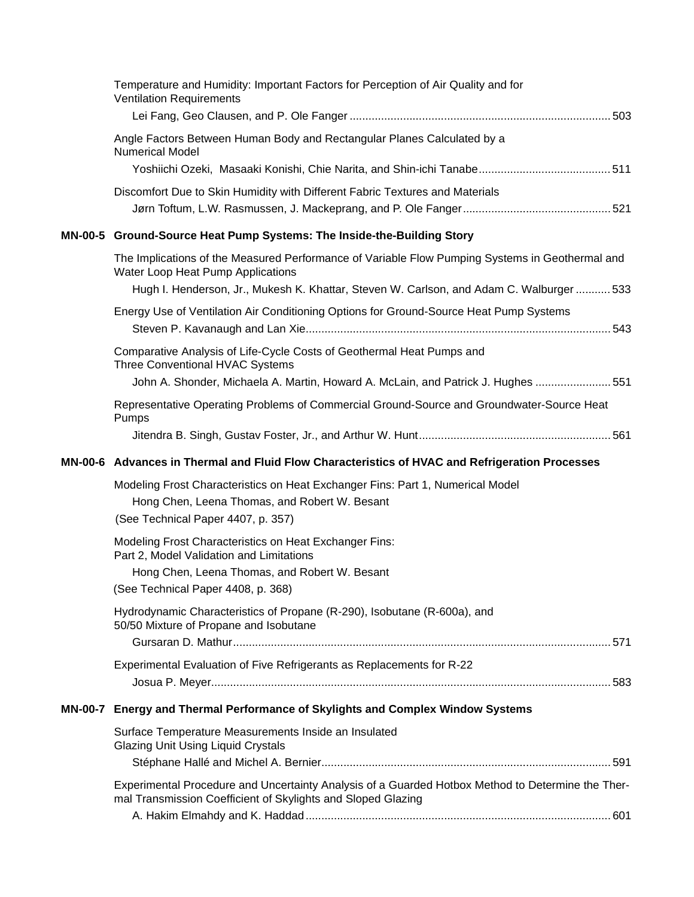Temperature and Humidity: Important Factors for Perception of Air Quality and for Ventilation Requirements
Lei Fang, Geo Clausen, and P. Ole Fanger .................................................................................. 503

Angle Factors Between Human Body and Rectangular Planes Calculated by a Numerical Model
Yoshiichi Ozeki, Masaaki Konishi, Chie Narita, and Shin-ichi Tanabe.......................................... 511

Discomfort Due to Skin Humidity with Different Fabric Textures and Materials
Jørn Toftum, L.W. Rasmussen, J. Mackeprang, and P. Ole Fanger.............................................. 521

**MN-00-5 Ground-Source Heat Pump Systems: The Inside-the-Building Story**

The Implications of the Measured Performance of Variable Flow Pumping Systems in Geothermal and Water Loop Heat Pump Applications
Hugh I. Henderson, Jr., Mukesh K. Khattar, Steven W. Carlson, and Adam C. Walburger ........... 533

Energy Use of Ventilation Air Conditioning Options for Ground-Source Heat Pump Systems
Steven P. Kavanaugh and Lan Xie................................................................................................ 543

Comparative Analysis of Life-Cycle Costs of Geothermal Heat Pumps and Three Conventional HVAC Systems
John A. Shonder, Michaela A. Martin, Howard A. McLain, and Patrick J. Hughes ........................ 551

Representative Operating Problems of Commercial Ground-Source and Groundwater-Source Heat Pumps
Jitendra B. Singh, Gustav Foster, Jr., and Arthur W. Hunt............................................................ 561

**MN-00-6 Advances in Thermal and Fluid Flow Characteristics of HVAC and Refrigeration Processes**

Modeling Frost Characteristics on Heat Exchanger Fins: Part 1, Numerical Model
Hong Chen, Leena Thomas, and Robert W. Besant
(See Technical Paper 4407, p. 357)

Modeling Frost Characteristics on Heat Exchanger Fins: Part 2, Model Validation and Limitations
Hong Chen, Leena Thomas, and Robert W. Besant
(See Technical Paper 4408, p. 368)

Hydrodynamic Characteristics of Propane (R-290), Isobutane (R-600a), and 50/50 Mixture of Propane and Isobutane
Gursaran D. Mathur....................................................................................................................... 571

Experimental Evaluation of Five Refrigerants as Replacements for R-22
Josua P. Meyer.............................................................................................................................. 583

**MN-00-7 Energy and Thermal Performance of Skylights and Complex Window Systems**

Surface Temperature Measurements Inside an Insulated Glazing Unit Using Liquid Crystals
Stéphane Hallé and Michel A. Bernier........................................................................................... 591

Experimental Procedure and Uncertainty Analysis of a Guarded Hotbox Method to Determine the Thermal Transmission Coefficient of Skylights and Sloped Glazing
A. Hakim Elmahdy and K. Haddad ................................................................................................ 601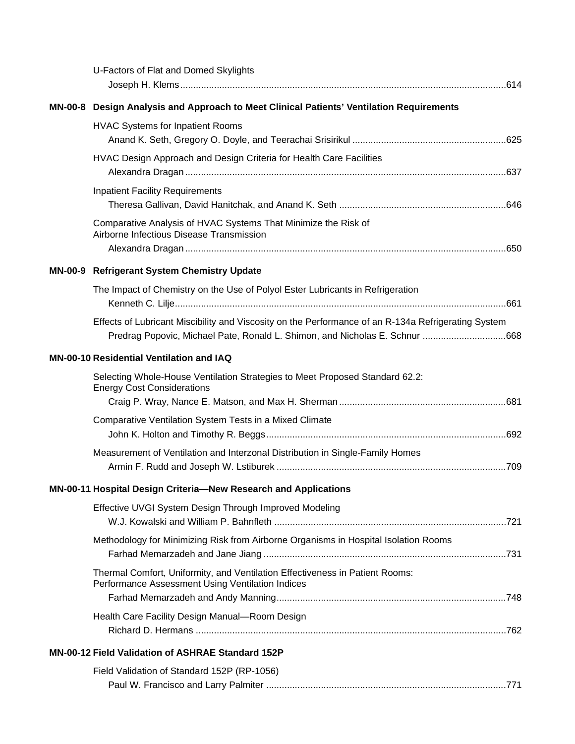U-Factors of Flat and Domed Skylights
Joseph H. Klems ........................................................................................................................... 614

**MN-00-8 Design Analysis and Approach to Meet Clinical Patients' Ventilation Requirements**

HVAC Systems for Inpatient Rooms
Anand K. Seth, Gregory O. Doyle, and Teerachai Srisirikul .......................................................... 625

HVAC Design Approach and Design Criteria for Health Care Facilities
Alexandra Dragan .......................................................................................................................... 637

Inpatient Facility Requirements
Theresa Gallivan, David Hanitchak, and Anand K. Seth ............................................................... 646

Comparative Analysis of HVAC Systems That Minimize the Risk of Airborne Infectious Disease Transmission
Alexandra Dragan .......................................................................................................................... 650

**MN-00-9 Refrigerant System Chemistry Update**

The Impact of Chemistry on the Use of Polyol Ester Lubricants in Refrigeration
Kenneth C. Lilje .............................................................................................................................. 661

Effects of Lubricant Miscibility and Viscosity on the Performance of an R-134a Refrigerating System
Predrag Popovic, Michael Pate, Ronald L. Shimon, and Nicholas E. Schnur ............................... 668

**MN-00-10 Residential Ventilation and IAQ**

Selecting Whole-House Ventilation Strategies to Meet Proposed Standard 62.2: Energy Cost Considerations
Craig P. Wray, Nance E. Matson, and Max H. Sherman ............................................................... 681

Comparative Ventilation System Tests in a Mixed Climate
John K. Holton and Timothy R. Beggs ........................................................................................... 692

Measurement of Ventilation and Interzonal Distribution in Single-Family Homes
Armin F. Rudd and Joseph W. Lstiburek ....................................................................................... 709

**MN-00-11 Hospital Design Criteria—New Research and Applications**

Effective UVGI System Design Through Improved Modeling
W.J. Kowalski and William P. Bahnfleth ........................................................................................ 721

Methodology for Minimizing Risk from Airborne Organisms in Hospital Isolation Rooms
Farhad Memarzadeh and Jane Jiang ............................................................................................ 731

Thermal Comfort, Uniformity, and Ventilation Effectiveness in Patient Rooms: Performance Assessment Using Ventilation Indices
Farhad Memarzadeh and Andy Manning ....................................................................................... 748

Health Care Facility Design Manual—Room Design
Richard D. Hermans ...................................................................................................................... 762

**MN-00-12 Field Validation of ASHRAE Standard 152P**

Field Validation of Standard 152P (RP-1056)
Paul W. Francisco and Larry Palmiter ........................................................................................... 771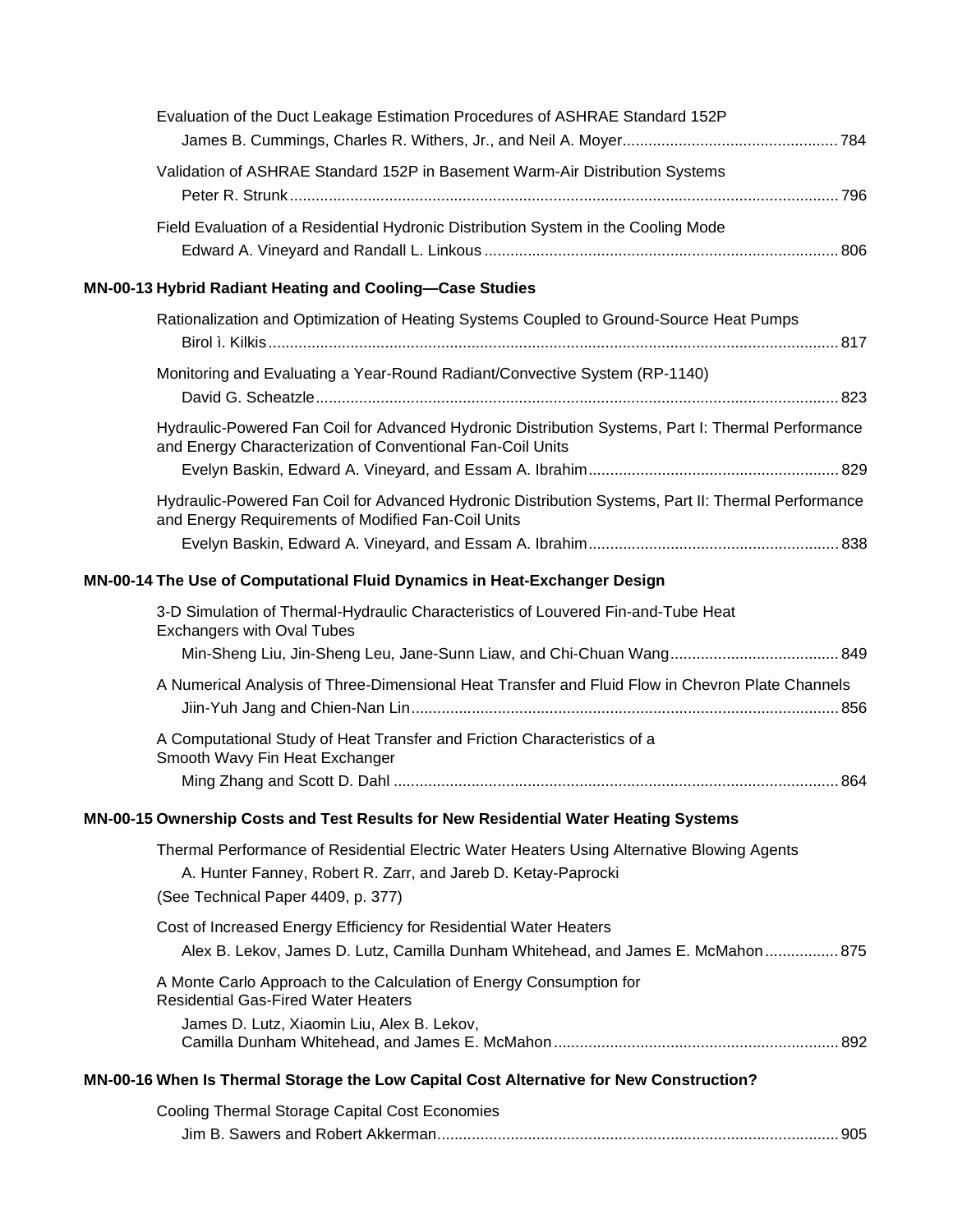Evaluation of the Duct Leakage Estimation Procedures of ASHRAE Standard 152P
James B. Cummings, Charles R. Withers, Jr., and Neil A. Moyer .......... 784

Validation of ASHRAE Standard 152P in Basement Warm-Air Distribution Systems
Peter R. Strunk .......... 796

Field Evaluation of a Residential Hydronic Distribution System in the Cooling Mode
Edward A. Vineyard and Randall L. Linkous .......... 806

**MN-00-13 Hybrid Radiant Heating and Cooling—Case Studies**

Rationalization and Optimization of Heating Systems Coupled to Ground-Source Heat Pumps
Birol ì. Kilkis .......... 817

Monitoring and Evaluating a Year-Round Radiant/Convective System (RP-1140)
David G. Scheatzle .......... 823

Hydraulic-Powered Fan Coil for Advanced Hydronic Distribution Systems, Part I: Thermal Performance and Energy Characterization of Conventional Fan-Coil Units
Evelyn Baskin, Edward A. Vineyard, and Essam A. Ibrahim .......... 829

Hydraulic-Powered Fan Coil for Advanced Hydronic Distribution Systems, Part II: Thermal Performance and Energy Requirements of Modified Fan-Coil Units
Evelyn Baskin, Edward A. Vineyard, and Essam A. Ibrahim .......... 838

**MN-00-14 The Use of Computational Fluid Dynamics in Heat-Exchanger Design**

3-D Simulation of Thermal-Hydraulic Characteristics of Louvered Fin-and-Tube Heat Exchangers with Oval Tubes
Min-Sheng Liu, Jin-Sheng Leu, Jane-Sunn Liaw, and Chi-Chuan Wang .......... 849

A Numerical Analysis of Three-Dimensional Heat Transfer and Fluid Flow in Chevron Plate Channels
Jiin-Yuh Jang and Chien-Nan Lin .......... 856

A Computational Study of Heat Transfer and Friction Characteristics of a Smooth Wavy Fin Heat Exchanger
Ming Zhang and Scott D. Dahl .......... 864

**MN-00-15 Ownership Costs and Test Results for New Residential Water Heating Systems**

Thermal Performance of Residential Electric Water Heaters Using Alternative Blowing Agents
A. Hunter Fanney, Robert R. Zarr, and Jareb D. Ketay-Paprocki
(See Technical Paper 4409, p. 377)

Cost of Increased Energy Efficiency for Residential Water Heaters
Alex B. Lekov, James D. Lutz, Camilla Dunham Whitehead, and James E. McMahon .......... 875

A Monte Carlo Approach to the Calculation of Energy Consumption for Residential Gas-Fired Water Heaters
James D. Lutz, Xiaomin Liu, Alex B. Lekov, Camilla Dunham Whitehead, and James E. McMahon .......... 892

**MN-00-16 When Is Thermal Storage the Low Capital Cost Alternative for New Construction?**

Cooling Thermal Storage Capital Cost Economies
Jim B. Sawers and Robert Akkerman .......... 905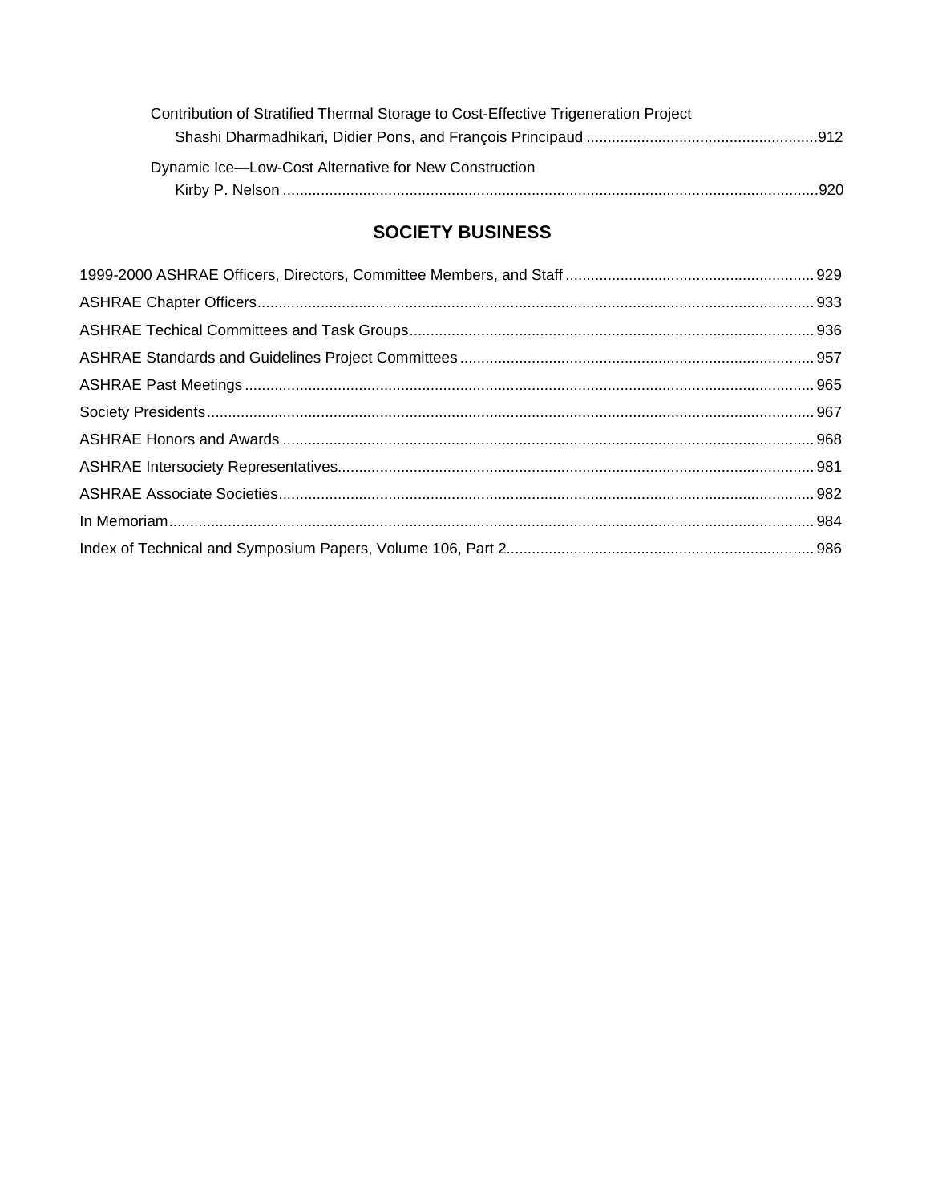Contribution of Stratified Thermal Storage to Cost-Effective Trigeneration Project
Shashi Dharmadhikari, Didier Pons, and François Principaud .......................................................912

Dynamic Ice—Low-Cost Alternative for New Construction
Kirby P. Nelson ..............................................................................................................................920

## SOCIETY BUSINESS

1999-2000 ASHRAE Officers, Directors, Committee Members, and Staff ........................................................... 929

ASHRAE Chapter Officers.................................................................................................................. 933

ASHRAE Techical Committees and Task Groups.............................................................................................. 936

ASHRAE Standards and Guidelines Project Committees .................................................................................. 957

ASHRAE Past Meetings ...................................................................................................................... 965

Society Presidents............................................................................................................................... 967

ASHRAE Honors and Awards ............................................................................................................. 968

ASHRAE Intersociety Representatives................................................................................................ 981

ASHRAE Associate Societies.............................................................................................................. 982

In Memoriam........................................................................................................................................ 984

Index of Technical and Symposium Papers, Volume 106, Part 2........................................................................ 986